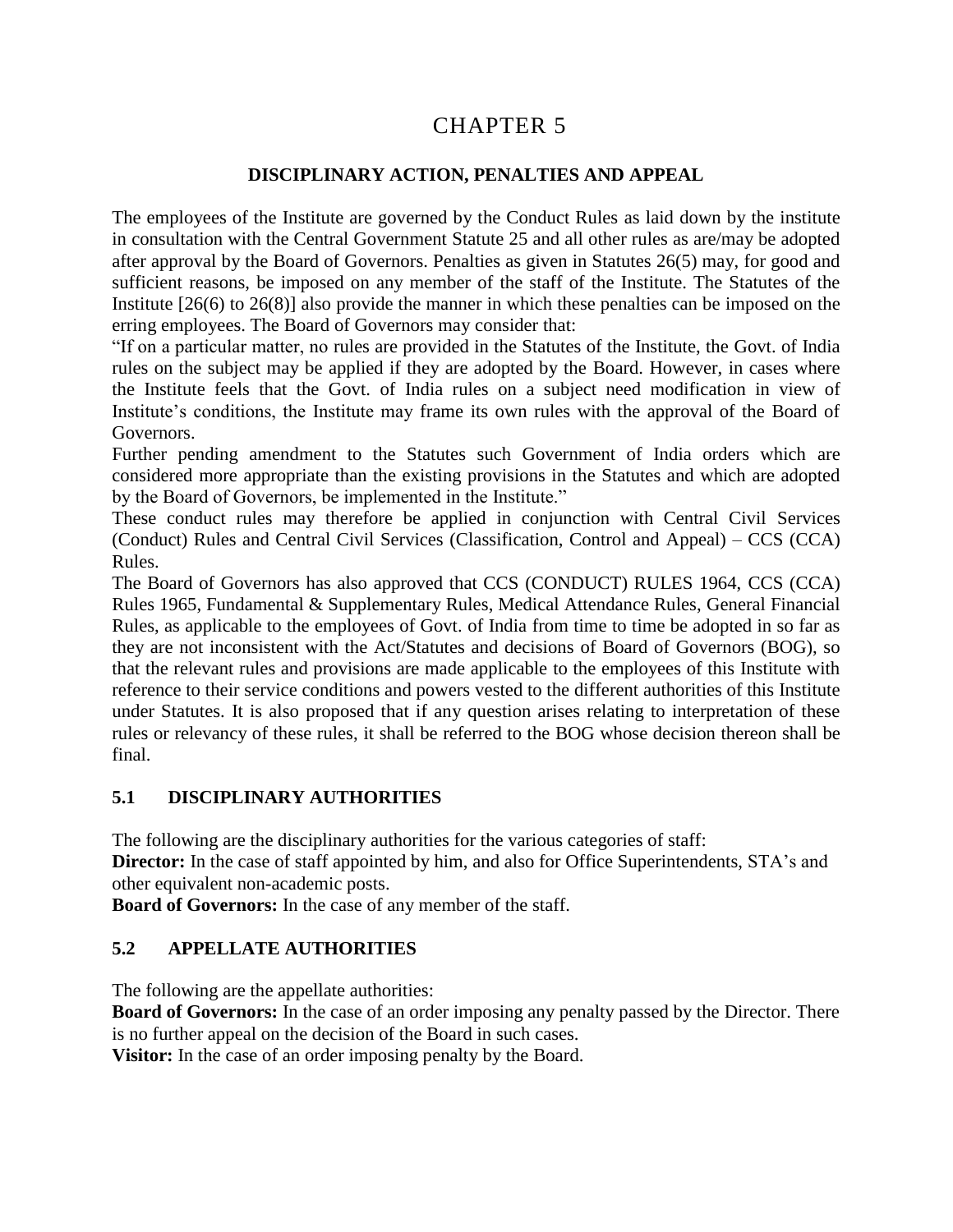# CHAPTER 5

## DISCIPLINARY ACTION, PENALTIES AND APPEAL

The employees of the Institute are governed by the Conduct Rules as laid down by the institute in consultation with the Central Government Statute 25 and all other rules as are/may be adopted after approval by the Board of Governors. Penalties as given in Statutes 26(5) may, for good and sufficient reasons, be imposed on any member of the staff of the Institute. The Statutes of the Institute [26(6) to 26(8)] also provide the manner in which these penalties can be imposed on the erring employees. The Board of Governors may consider that:

"If on a particular matter, no rules are provided in the Statutes of the Institute, the Govt. of India rules on the subject may be applied if they are adopted by the Board. However, in cases where the Institute feels that the Govt. of India rules on a subject need modification in view of Institute's conditions, the Institute may frame its own rules with the approval of the Board of Governors.

Further pending amendment to the Statutes such Government of India orders which are considered more appropriate than the existing provisions in the Statutes and which are adopted by the Board of Governors, be implemented in the Institute."

These conduct rules may therefore be applied in conjunction with Central Civil Services (Conduct) Rules and Central Civil Services (Classification, Control and Appeal) – CCS (CCA) Rules.

The Board of Governors has also approved that CCS (CONDUCT) RULES 1964, CCS (CCA) Rules 1965, Fundamental & Supplementary Rules, Medical Attendance Rules, General Financial Rules, as applicable to the employees of Govt. of India from time to time be adopted in so far as they are not inconsistent with the Act/Statutes and decisions of Board of Governors (BOG), so that the relevant rules and provisions are made applicable to the employees of this Institute with reference to their service conditions and powers vested to the different authorities of this Institute under Statutes. It is also proposed that if any question arises relating to interpretation of these rules or relevancy of these rules, it shall be referred to the BOG whose decision thereon shall be final.

### 5.1 DISCIPLINARY AUTHORITIES

The following are the disciplinary authorities for the various categories of staff:

**Director:** In the case of staff appointed by him, and also for Office Superintendents, STA's and other equivalent non-academic posts.

**Board of Governors:** In the case of any member of the staff.

### 5.2 APPELLATE AUTHORITIES

The following are the appellate authorities:

**Board of Governors:** In the case of an order imposing any penalty passed by the Director. There is no further appeal on the decision of the Board in such cases.

**Visitor:** In the case of an order imposing penalty by the Board.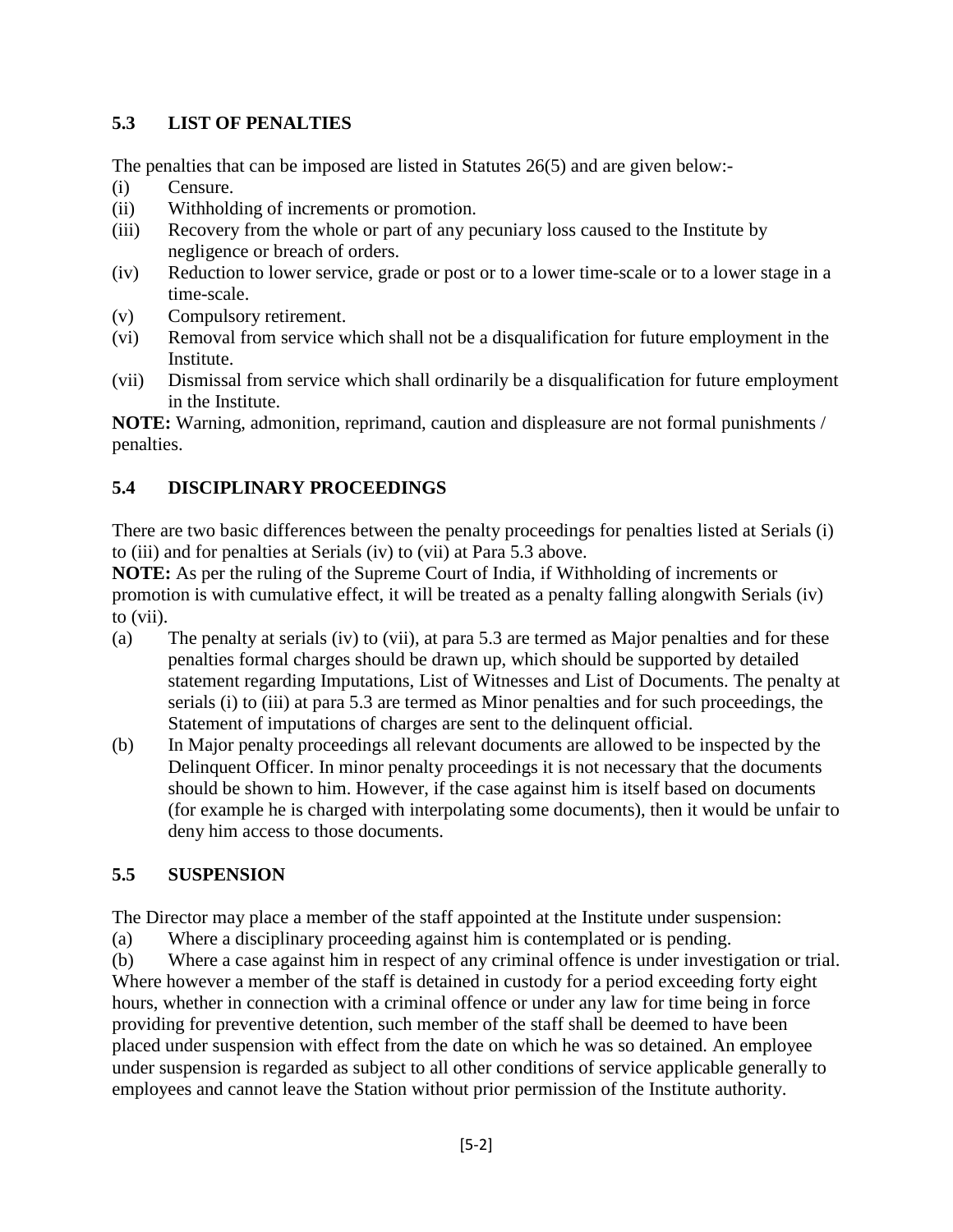## 5.3 LIST OF PENALTIES

The penalties that can be imposed are listed in Statutes 26(5) and are given below:-

(i) Censure.
(ii) Withholding of increments or promotion.
(iii) Recovery from the whole or part of any pecuniary loss caused to the Institute by negligence or breach of orders.
(iv) Reduction to lower service, grade or post or to a lower time-scale or to a lower stage in a time-scale.
(v) Compulsory retirement.
(vi) Removal from service which shall not be a disqualification for future employment in the Institute.
(vii) Dismissal from service which shall ordinarily be a disqualification for future employment in the Institute.

**NOTE:** Warning, admonition, reprimand, caution and displeasure are not formal punishments / penalties.

## 5.4 DISCIPLINARY PROCEEDINGS

There are two basic differences between the penalty proceedings for penalties listed at Serials (i) to (iii) and for penalties at Serials (iv) to (vii) at Para 5.3 above.

**NOTE:** As per the ruling of the Supreme Court of India, if Withholding of increments or promotion is with cumulative effect, it will be treated as a penalty falling alongwith Serials (iv) to (vii).

(a) The penalty at serials (iv) to (vii), at para 5.3 are termed as Major penalties and for these penalties formal charges should be drawn up, which should be supported by detailed statement regarding Imputations, List of Witnesses and List of Documents. The penalty at serials (i) to (iii) at para 5.3 are termed as Minor penalties and for such proceedings, the Statement of imputations of charges are sent to the delinquent official.

(b) In Major penalty proceedings all relevant documents are allowed to be inspected by the Delinquent Officer. In minor penalty proceedings it is not necessary that the documents should be shown to him. However, if the case against him is itself based on documents (for example he is charged with interpolating some documents), then it would be unfair to deny him access to those documents.

## 5.5 SUSPENSION

The Director may place a member of the staff appointed at the Institute under suspension:

(a) Where a disciplinary proceeding against him is contemplated or is pending.

(b) Where a case against him in respect of any criminal offence is under investigation or trial.

Where however a member of the staff is detained in custody for a period exceeding forty eight hours, whether in connection with a criminal offence or under any law for time being in force providing for preventive detention, such member of the staff shall be deemed to have been placed under suspension with effect from the date on which he was so detained. An employee under suspension is regarded as subject to all other conditions of service applicable generally to employees and cannot leave the Station without prior permission of the Institute authority.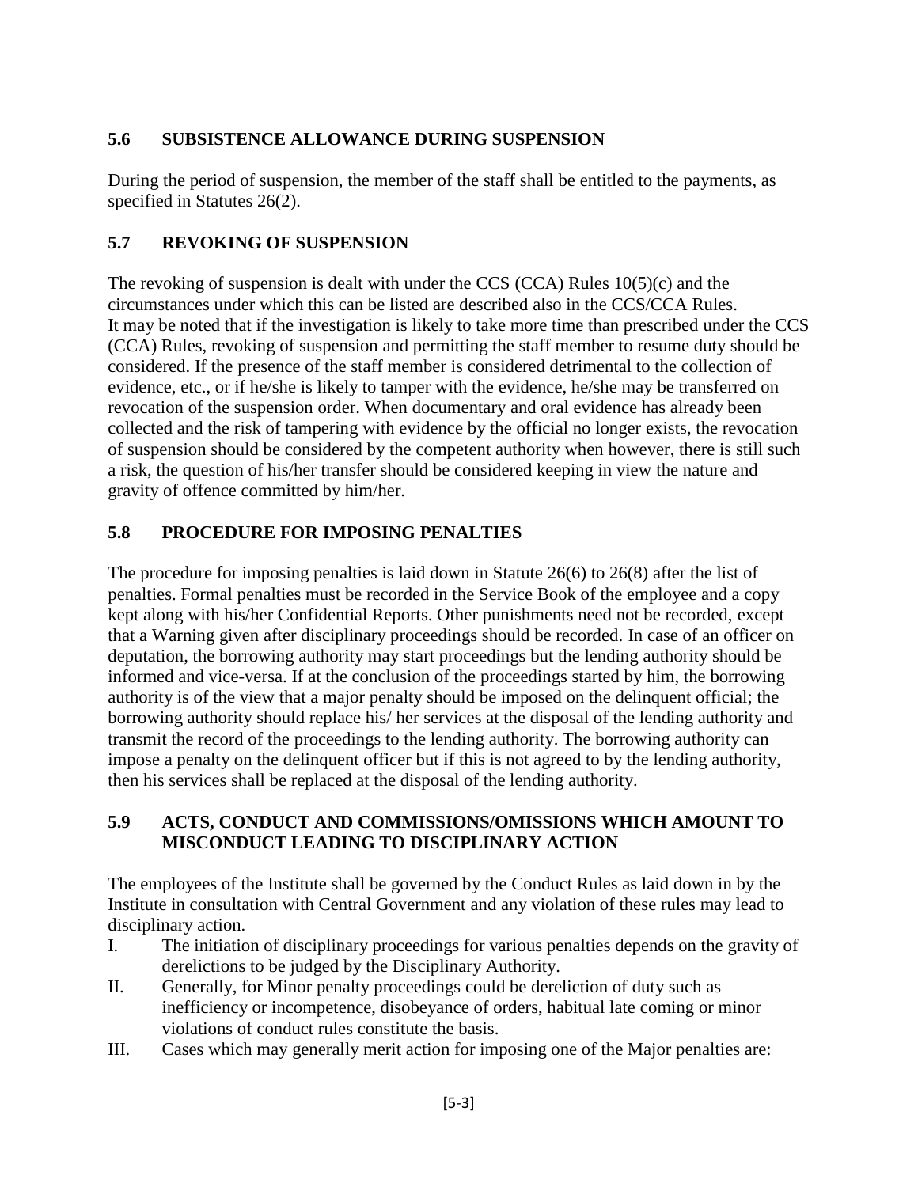## 5.6 SUBSISTENCE ALLOWANCE DURING SUSPENSION

During the period of suspension, the member of the staff shall be entitled to the payments, as specified in Statutes 26(2).

## 5.7 REVOKING OF SUSPENSION

The revoking of suspension is dealt with under the CCS (CCA) Rules 10(5)(c) and the circumstances under which this can be listed are described also in the CCS/CCA Rules. It may be noted that if the investigation is likely to take more time than prescribed under the CCS (CCA) Rules, revoking of suspension and permitting the staff member to resume duty should be considered. If the presence of the staff member is considered detrimental to the collection of evidence, etc., or if he/she is likely to tamper with the evidence, he/she may be transferred on revocation of the suspension order. When documentary and oral evidence has already been collected and the risk of tampering with evidence by the official no longer exists, the revocation of suspension should be considered by the competent authority when however, there is still such a risk, the question of his/her transfer should be considered keeping in view the nature and gravity of offence committed by him/her.

## 5.8 PROCEDURE FOR IMPOSING PENALTIES

The procedure for imposing penalties is laid down in Statute 26(6) to 26(8) after the list of penalties. Formal penalties must be recorded in the Service Book of the employee and a copy kept along with his/her Confidential Reports. Other punishments need not be recorded, except that a Warning given after disciplinary proceedings should be recorded. In case of an officer on deputation, the borrowing authority may start proceedings but the lending authority should be informed and vice-versa. If at the conclusion of the proceedings started by him, the borrowing authority is of the view that a major penalty should be imposed on the delinquent official; the borrowing authority should replace his/ her services at the disposal of the lending authority and transmit the record of the proceedings to the lending authority. The borrowing authority can impose a penalty on the delinquent officer but if this is not agreed to by the lending authority, then his services shall be replaced at the disposal of the lending authority.

## 5.9 ACTS, CONDUCT AND COMMISSIONS/OMISSIONS WHICH AMOUNT TO MISCONDUCT LEADING TO DISCIPLINARY ACTION

The employees of the Institute shall be governed by the Conduct Rules as laid down in by the Institute in consultation with Central Government and any violation of these rules may lead to disciplinary action.

I. The initiation of disciplinary proceedings for various penalties depends on the gravity of derelictions to be judged by the Disciplinary Authority.

II. Generally, for Minor penalty proceedings could be dereliction of duty such as inefficiency or incompetence, disobeyance of orders, habitual late coming or minor violations of conduct rules constitute the basis.

III. Cases which may generally merit action for imposing one of the Major penalties are: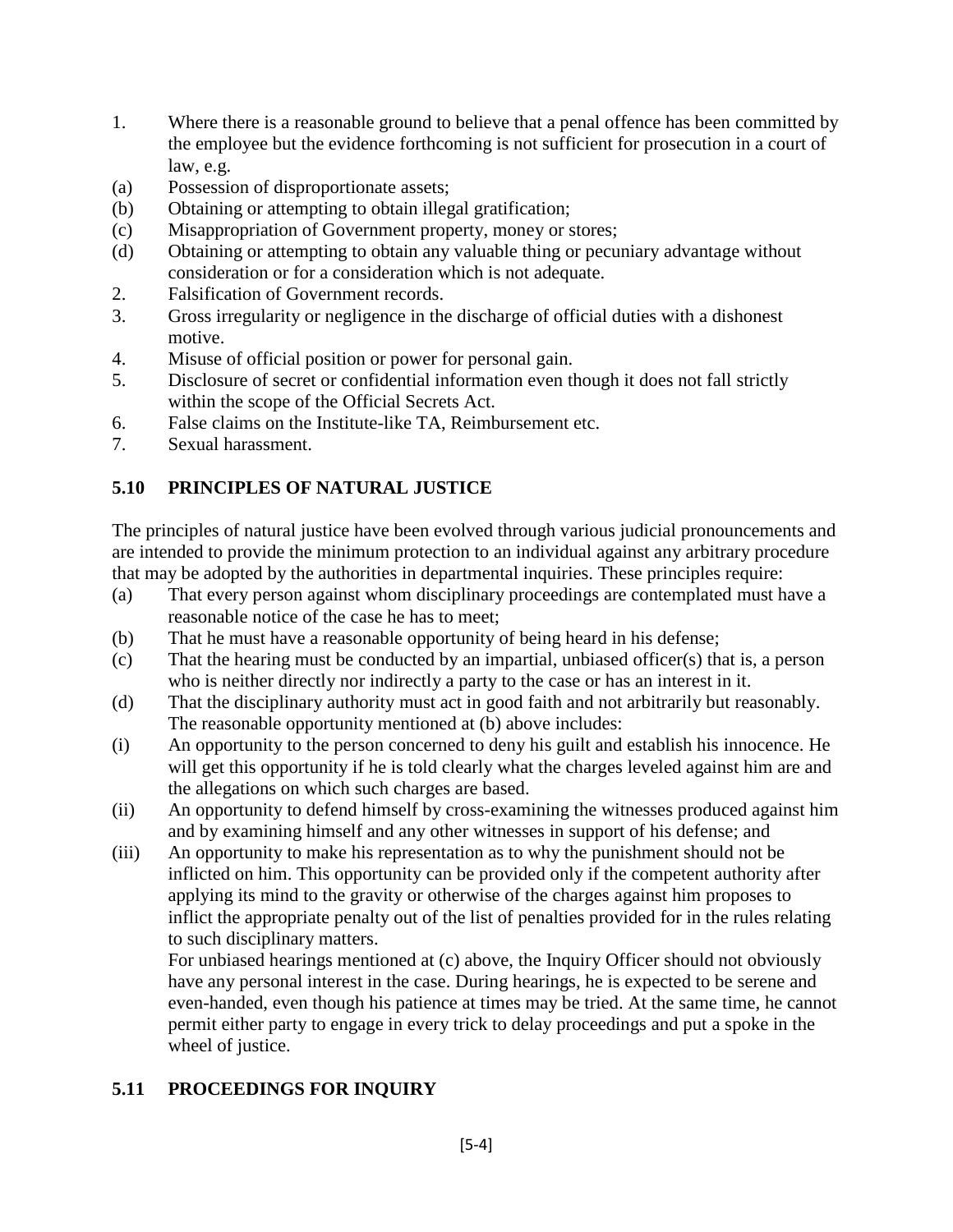1. Where there is a reasonable ground to believe that a penal offence has been committed by the employee but the evidence forthcoming is not sufficient for prosecution in a court of law, e.g.

(a) Possession of disproportionate assets;

(b) Obtaining or attempting to obtain illegal gratification;

(c) Misappropriation of Government property, money or stores;

(d) Obtaining or attempting to obtain any valuable thing or pecuniary advantage without consideration or for a consideration which is not adequate.

2. Falsification of Government records.

3. Gross irregularity or negligence in the discharge of official duties with a dishonest motive.

4. Misuse of official position or power for personal gain.

5. Disclosure of secret or confidential information even though it does not fall strictly within the scope of the Official Secrets Act.

6. False claims on the Institute-like TA, Reimbursement etc.

7. Sexual harassment.

## 5.10 PRINCIPLES OF NATURAL JUSTICE

The principles of natural justice have been evolved through various judicial pronouncements and are intended to provide the minimum protection to an individual against any arbitrary procedure that may be adopted by the authorities in departmental inquiries. These principles require:

(a) That every person against whom disciplinary proceedings are contemplated must have a reasonable notice of the case he has to meet;

(b) That he must have a reasonable opportunity of being heard in his defense;

(c) That the hearing must be conducted by an impartial, unbiased officer(s) that is, a person who is neither directly nor indirectly a party to the case or has an interest in it.

(d) That the disciplinary authority must act in good faith and not arbitrarily but reasonably. The reasonable opportunity mentioned at (b) above includes:

(i) An opportunity to the person concerned to deny his guilt and establish his innocence. He will get this opportunity if he is told clearly what the charges leveled against him are and the allegations on which such charges are based.

(ii) An opportunity to defend himself by cross-examining the witnesses produced against him and by examining himself and any other witnesses in support of his defense; and

(iii) An opportunity to make his representation as to why the punishment should not be inflicted on him. This opportunity can be provided only if the competent authority after applying its mind to the gravity or otherwise of the charges against him proposes to inflict the appropriate penalty out of the list of penalties provided for in the rules relating to such disciplinary matters.

For unbiased hearings mentioned at (c) above, the Inquiry Officer should not obviously have any personal interest in the case. During hearings, he is expected to be serene and even-handed, even though his patience at times may be tried. At the same time, he cannot permit either party to engage in every trick to delay proceedings and put a spoke in the wheel of justice.

## 5.11 PROCEEDINGS FOR INQUIRY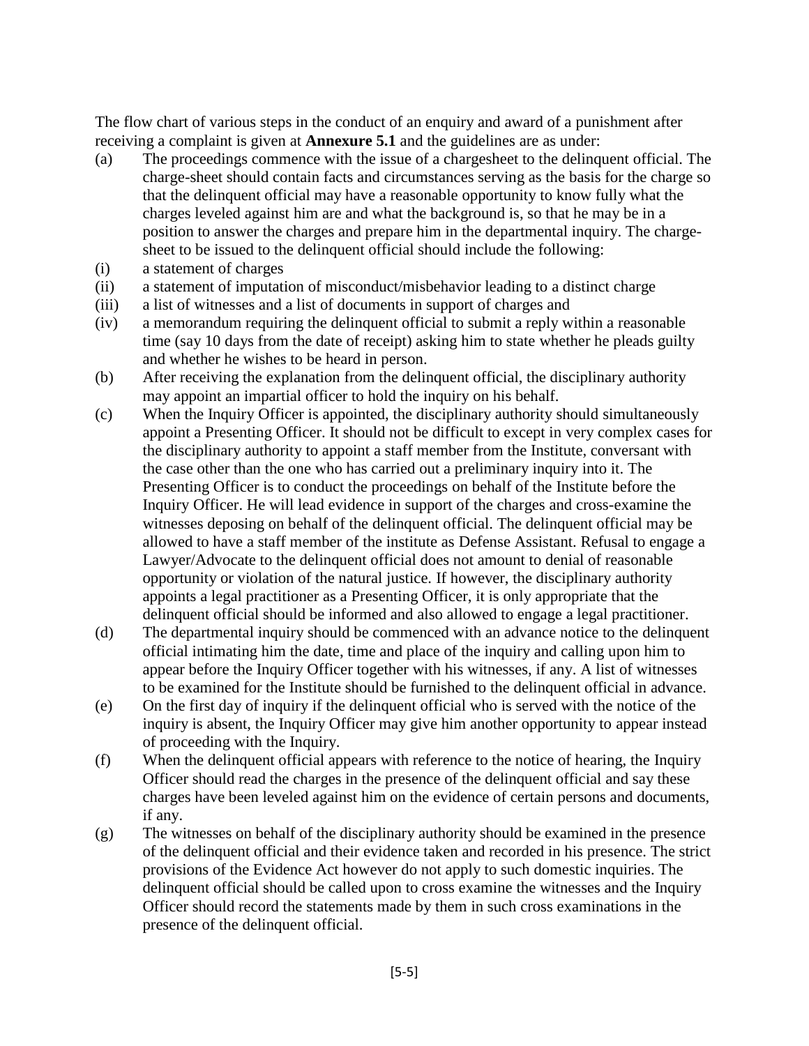The flow chart of various steps in the conduct of an enquiry and award of a punishment after receiving a complaint is given at **Annexure 5.1** and the guidelines are as under:

(a) The proceedings commence with the issue of a chargesheet to the delinquent official. The charge-sheet should contain facts and circumstances serving as the basis for the charge so that the delinquent official may have a reasonable opportunity to know fully what the charges leveled against him are and what the background is, so that he may be in a position to answer the charges and prepare him in the departmental inquiry. The charge-sheet to be issued to the delinquent official should include the following:

(i) a statement of charges

(ii) a statement of imputation of misconduct/misbehavior leading to a distinct charge

(iii) a list of witnesses and a list of documents in support of charges and

(iv) a memorandum requiring the delinquent official to submit a reply within a reasonable time (say 10 days from the date of receipt) asking him to state whether he pleads guilty and whether he wishes to be heard in person.

(b) After receiving the explanation from the delinquent official, the disciplinary authority may appoint an impartial officer to hold the inquiry on his behalf.

(c) When the Inquiry Officer is appointed, the disciplinary authority should simultaneously appoint a Presenting Officer. It should not be difficult to except in very complex cases for the disciplinary authority to appoint a staff member from the Institute, conversant with the case other than the one who has carried out a preliminary inquiry into it. The Presenting Officer is to conduct the proceedings on behalf of the Institute before the Inquiry Officer. He will lead evidence in support of the charges and cross-examine the witnesses deposing on behalf of the delinquent official. The delinquent official may be allowed to have a staff member of the institute as Defense Assistant. Refusal to engage a Lawyer/Advocate to the delinquent official does not amount to denial of reasonable opportunity or violation of the natural justice. If however, the disciplinary authority appoints a legal practitioner as a Presenting Officer, it is only appropriate that the delinquent official should be informed and also allowed to engage a legal practitioner.

(d) The departmental inquiry should be commenced with an advance notice to the delinquent official intimating him the date, time and place of the inquiry and calling upon him to appear before the Inquiry Officer together with his witnesses, if any. A list of witnesses to be examined for the Institute should be furnished to the delinquent official in advance.

(e) On the first day of inquiry if the delinquent official who is served with the notice of the inquiry is absent, the Inquiry Officer may give him another opportunity to appear instead of proceeding with the Inquiry.

(f) When the delinquent official appears with reference to the notice of hearing, the Inquiry Officer should read the charges in the presence of the delinquent official and say these charges have been leveled against him on the evidence of certain persons and documents, if any.

(g) The witnesses on behalf of the disciplinary authority should be examined in the presence of the delinquent official and their evidence taken and recorded in his presence. The strict provisions of the Evidence Act however do not apply to such domestic inquiries. The delinquent official should be called upon to cross examine the witnesses and the Inquiry Officer should record the statements made by them in such cross examinations in the presence of the delinquent official.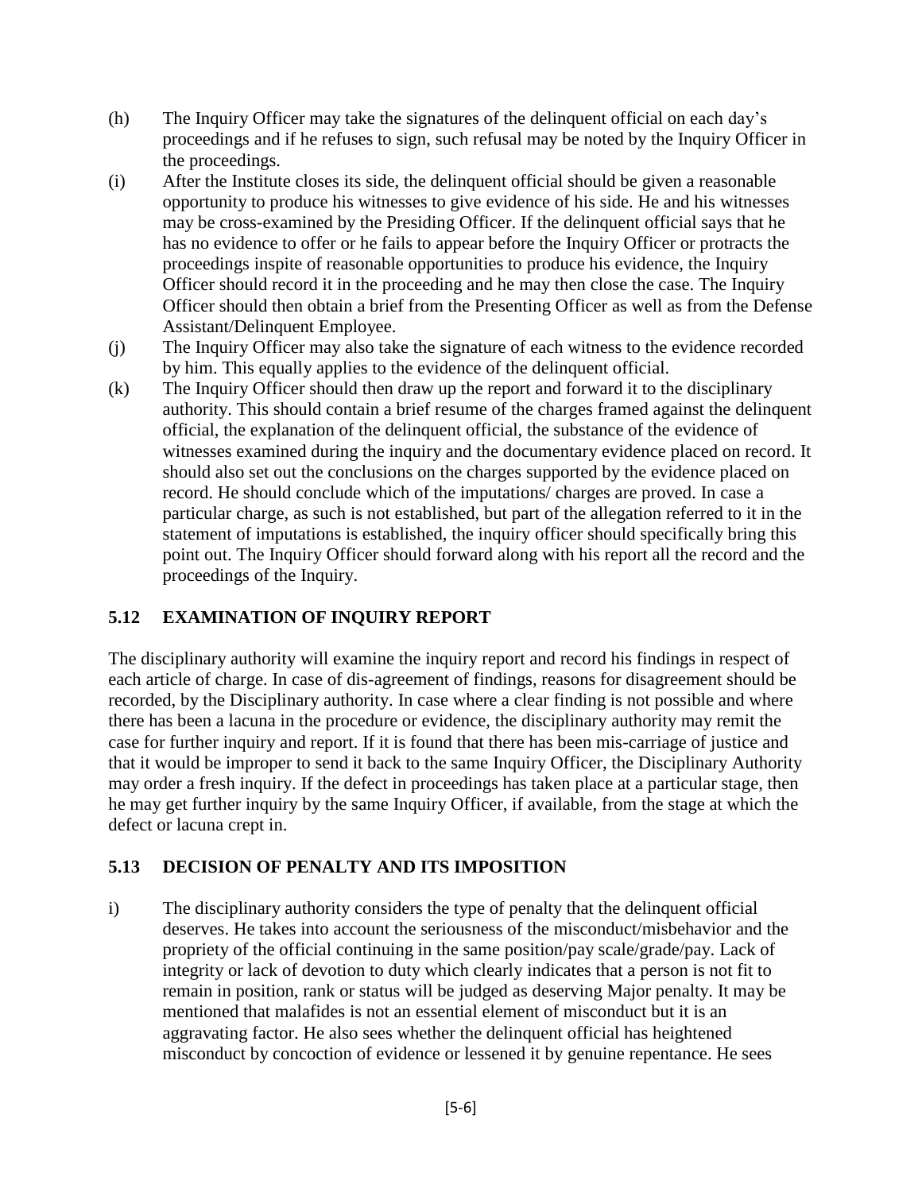(h) The Inquiry Officer may take the signatures of the delinquent official on each day's proceedings and if he refuses to sign, such refusal may be noted by the Inquiry Officer in the proceedings.

(i) After the Institute closes its side, the delinquent official should be given a reasonable opportunity to produce his witnesses to give evidence of his side. He and his witnesses may be cross-examined by the Presiding Officer. If the delinquent official says that he has no evidence to offer or he fails to appear before the Inquiry Officer or protracts the proceedings inspite of reasonable opportunities to produce his evidence, the Inquiry Officer should record it in the proceeding and he may then close the case. The Inquiry Officer should then obtain a brief from the Presenting Officer as well as from the Defense Assistant/Delinquent Employee.

(j) The Inquiry Officer may also take the signature of each witness to the evidence recorded by him. This equally applies to the evidence of the delinquent official.

(k) The Inquiry Officer should then draw up the report and forward it to the disciplinary authority. This should contain a brief resume of the charges framed against the delinquent official, the explanation of the delinquent official, the substance of the evidence of witnesses examined during the inquiry and the documentary evidence placed on record. It should also set out the conclusions on the charges supported by the evidence placed on record. He should conclude which of the imputations/ charges are proved. In case a particular charge, as such is not established, but part of the allegation referred to it in the statement of imputations is established, the inquiry officer should specifically bring this point out. The Inquiry Officer should forward along with his report all the record and the proceedings of the Inquiry.

## 5.12 EXAMINATION OF INQUIRY REPORT

The disciplinary authority will examine the inquiry report and record his findings in respect of each article of charge. In case of dis-agreement of findings, reasons for disagreement should be recorded, by the Disciplinary authority. In case where a clear finding is not possible and where there has been a lacuna in the procedure or evidence, the disciplinary authority may remit the case for further inquiry and report. If it is found that there has been mis-carriage of justice and that it would be improper to send it back to the same Inquiry Officer, the Disciplinary Authority may order a fresh inquiry. If the defect in proceedings has taken place at a particular stage, then he may get further inquiry by the same Inquiry Officer, if available, from the stage at which the defect or lacuna crept in.

## 5.13 DECISION OF PENALTY AND ITS IMPOSITION

i) The disciplinary authority considers the type of penalty that the delinquent official deserves. He takes into account the seriousness of the misconduct/misbehavior and the propriety of the official continuing in the same position/pay scale/grade/pay. Lack of integrity or lack of devotion to duty which clearly indicates that a person is not fit to remain in position, rank or status will be judged as deserving Major penalty. It may be mentioned that malafides is not an essential element of misconduct but it is an aggravating factor. He also sees whether the delinquent official has heightened misconduct by concoction of evidence or lessened it by genuine repentance. He sees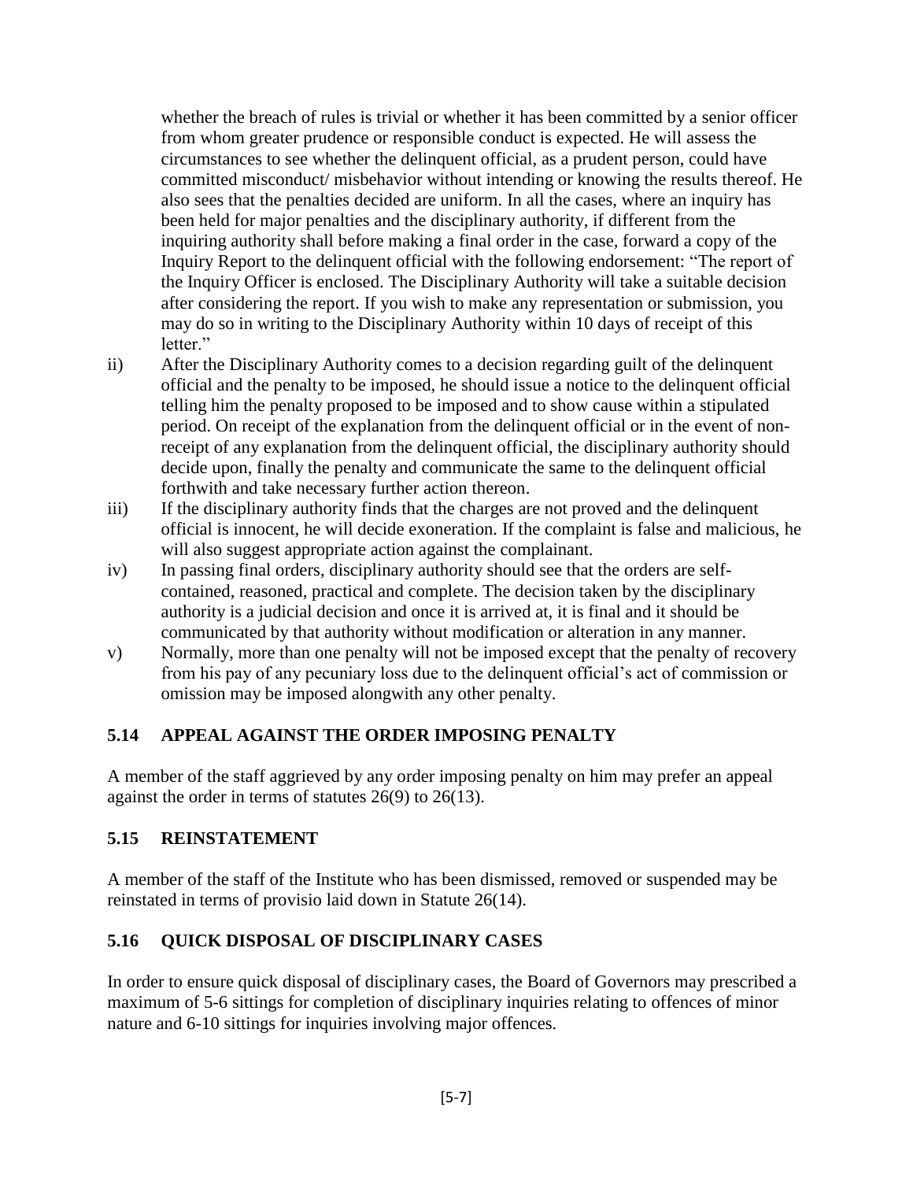whether the breach of rules is trivial or whether it has been committed by a senior officer from whom greater prudence or responsible conduct is expected. He will assess the circumstances to see whether the delinquent official, as a prudent person, could have committed misconduct/ misbehavior without intending or knowing the results thereof. He also sees that the penalties decided are uniform. In all the cases, where an inquiry has been held for major penalties and the disciplinary authority, if different from the inquiring authority shall before making a final order in the case, forward a copy of the Inquiry Report to the delinquent official with the following endorsement: "The report of the Inquiry Officer is enclosed. The Disciplinary Authority will take a suitable decision after considering the report. If you wish to make any representation or submission, you may do so in writing to the Disciplinary Authority within 10 days of receipt of this letter."

ii) After the Disciplinary Authority comes to a decision regarding guilt of the delinquent official and the penalty to be imposed, he should issue a notice to the delinquent official telling him the penalty proposed to be imposed and to show cause within a stipulated period. On receipt of the explanation from the delinquent official or in the event of non-receipt of any explanation from the delinquent official, the disciplinary authority should decide upon, finally the penalty and communicate the same to the delinquent official forthwith and take necessary further action thereon.

iii) If the disciplinary authority finds that the charges are not proved and the delinquent official is innocent, he will decide exoneration. If the complaint is false and malicious, he will also suggest appropriate action against the complainant.

iv) In passing final orders, disciplinary authority should see that the orders are self-contained, reasoned, practical and complete. The decision taken by the disciplinary authority is a judicial decision and once it is arrived at, it is final and it should be communicated by that authority without modification or alteration in any manner.

v) Normally, more than one penalty will not be imposed except that the penalty of recovery from his pay of any pecuniary loss due to the delinquent official's act of commission or omission may be imposed alongwith any other penalty.

## 5.14 APPEAL AGAINST THE ORDER IMPOSING PENALTY

A member of the staff aggrieved by any order imposing penalty on him may prefer an appeal against the order in terms of statutes 26(9) to 26(13).

## 5.15 REINSTATEMENT

A member of the staff of the Institute who has been dismissed, removed or suspended may be reinstated in terms of provisio laid down in Statute 26(14).

## 5.16 QUICK DISPOSAL OF DISCIPLINARY CASES

In order to ensure quick disposal of disciplinary cases, the Board of Governors may prescribed a maximum of 5-6 sittings for completion of disciplinary inquiries relating to offences of minor nature and 6-10 sittings for inquiries involving major offences.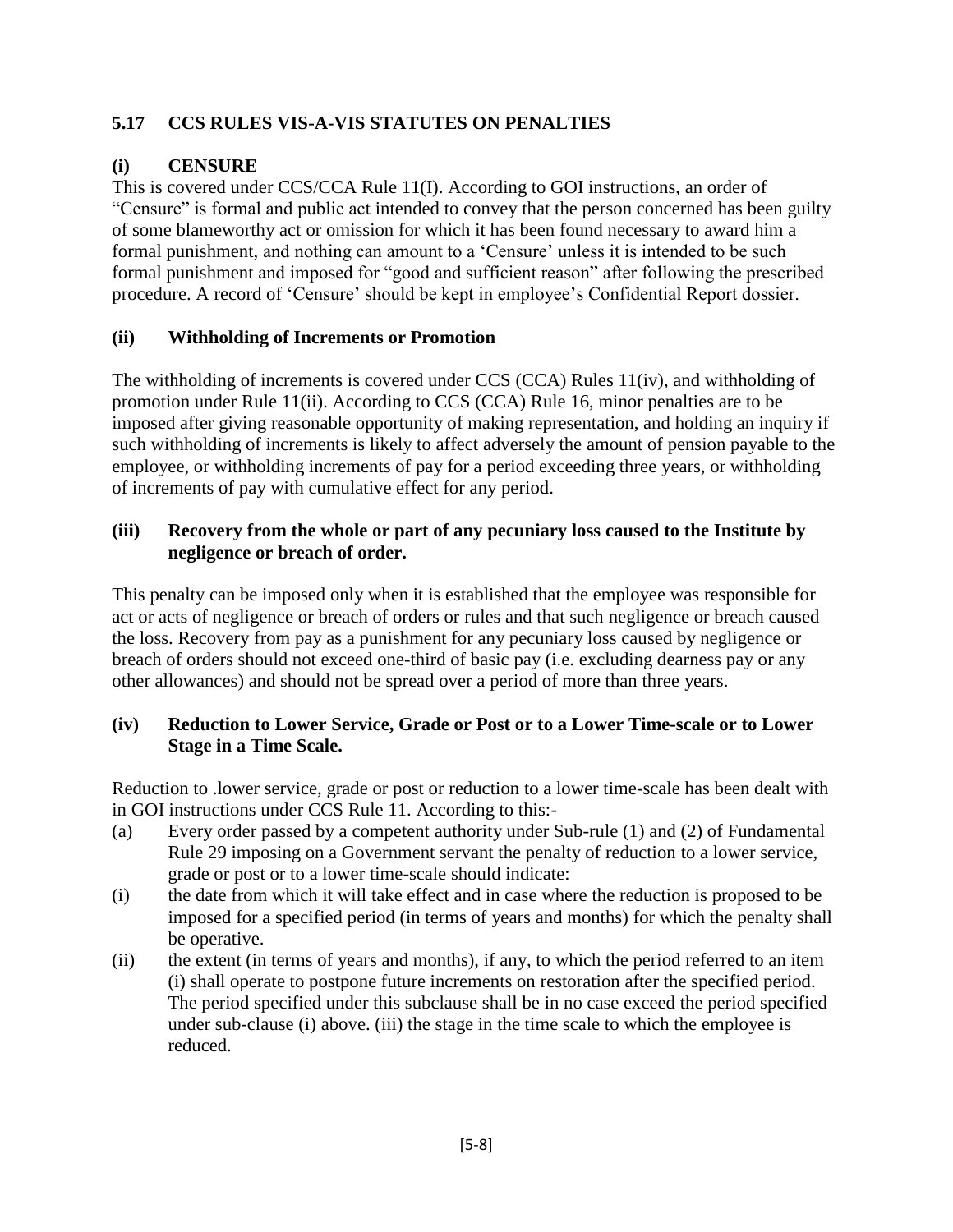## 5.17 CCS RULES VIS-A-VIS STATUTES ON PENALTIES

### (i) CENSURE

This is covered under CCS/CCA Rule 11(I). According to GOI instructions, an order of "Censure" is formal and public act intended to convey that the person concerned has been guilty of some blameworthy act or omission for which it has been found necessary to award him a formal punishment, and nothing can amount to a 'Censure' unless it is intended to be such formal punishment and imposed for "good and sufficient reason" after following the prescribed procedure. A record of 'Censure' should be kept in employee's Confidential Report dossier.

### (ii) Withholding of Increments or Promotion

The withholding of increments is covered under CCS (CCA) Rules 11(iv), and withholding of promotion under Rule 11(ii). According to CCS (CCA) Rule 16, minor penalties are to be imposed after giving reasonable opportunity of making representation, and holding an inquiry if such withholding of increments is likely to affect adversely the amount of pension payable to the employee, or withholding increments of pay for a period exceeding three years, or withholding of increments of pay with cumulative effect for any period.

### (iii) Recovery from the whole or part of any pecuniary loss caused to the Institute by negligence or breach of order.

This penalty can be imposed only when it is established that the employee was responsible for act or acts of negligence or breach of orders or rules and that such negligence or breach caused the loss. Recovery from pay as a punishment for any pecuniary loss caused by negligence or breach of orders should not exceed one-third of basic pay (i.e. excluding dearness pay or any other allowances) and should not be spread over a period of more than three years.

### (iv) Reduction to Lower Service, Grade or Post or to a Lower Time-scale or to Lower Stage in a Time Scale.

Reduction to .lower service, grade or post or reduction to a lower time-scale has been dealt with in GOI instructions under CCS Rule 11. According to this:-

(a) Every order passed by a competent authority under Sub-rule (1) and (2) of Fundamental Rule 29 imposing on a Government servant the penalty of reduction to a lower service, grade or post or to a lower time-scale should indicate:

(i) the date from which it will take effect and in case where the reduction is proposed to be imposed for a specified period (in terms of years and months) for which the penalty shall be operative.

(ii) the extent (in terms of years and months), if any, to which the period referred to an item (i) shall operate to postpone future increments on restoration after the specified period. The period specified under this subclause shall be in no case exceed the period specified under sub-clause (i) above. (iii) the stage in the time scale to which the employee is reduced.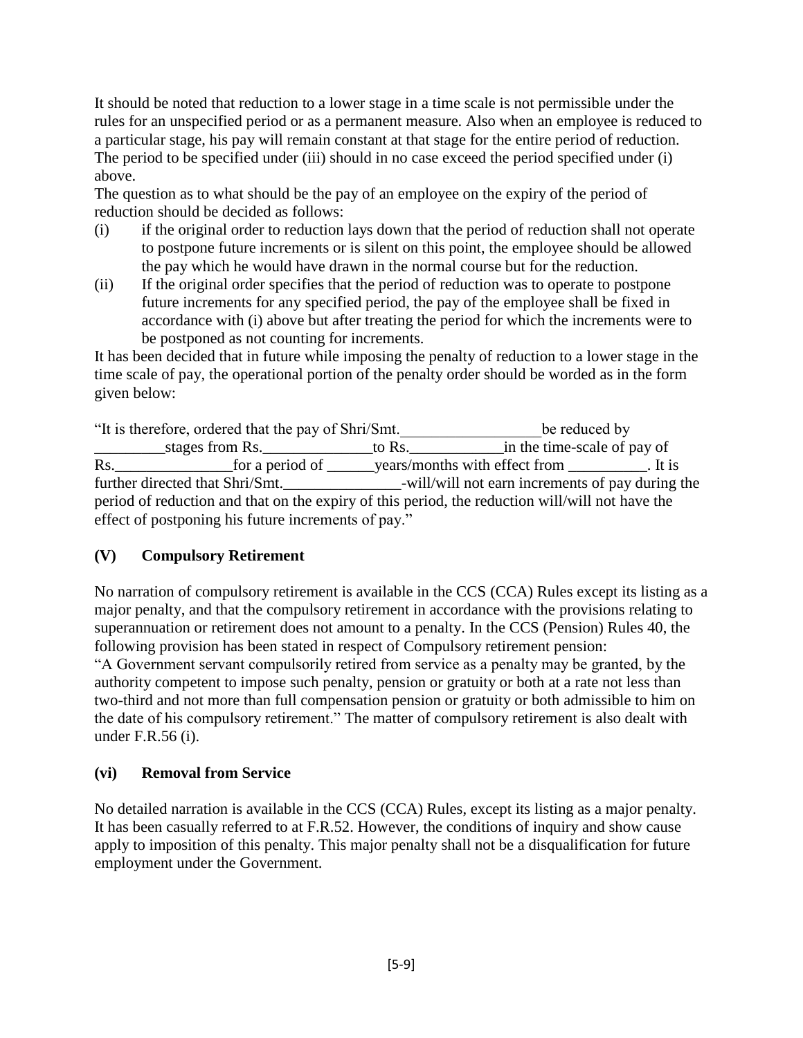It should be noted that reduction to a lower stage in a time scale is not permissible under the rules for an unspecified period or as a permanent measure. Also when an employee is reduced to a particular stage, his pay will remain constant at that stage for the entire period of reduction. The period to be specified under (iii) should in no case exceed the period specified under (i) above.

The question as to what should be the pay of an employee on the expiry of the period of reduction should be decided as follows:

(i) if the original order to reduction lays down that the period of reduction shall not operate to postpone future increments or is silent on this point, the employee should be allowed the pay which he would have drawn in the normal course but for the reduction.

(ii) If the original order specifies that the period of reduction was to operate to postpone future increments for any specified period, the pay of the employee shall be fixed in accordance with (i) above but after treating the period for which the increments were to be postponed as not counting for increments.

It has been decided that in future while imposing the penalty of reduction to a lower stage in the time scale of pay, the operational portion of the penalty order should be worded as in the form given below:

"It is therefore, ordered that the pay of Shri/Smt.__________________be reduced by _________stages from Rs.______________to Rs.____________in the time-scale of pay of Rs._______________for a period of ______years/months with effect from __________. It is further directed that Shri/Smt._______________-will/will not earn increments of pay during the period of reduction and that on the expiry of this period, the reduction will/will not have the effect of postponing his future increments of pay."

## (V) Compulsory Retirement

No narration of compulsory retirement is available in the CCS (CCA) Rules except its listing as a major penalty, and that the compulsory retirement in accordance with the provisions relating to superannuation or retirement does not amount to a penalty. In the CCS (Pension) Rules 40, the following provision has been stated in respect of Compulsory retirement pension:

"A Government servant compulsorily retired from service as a penalty may be granted, by the authority competent to impose such penalty, pension or gratuity or both at a rate not less than two-third and not more than full compensation pension or gratuity or both admissible to him on the date of his compulsory retirement." The matter of compulsory retirement is also dealt with under F.R.56 (i).

## (vi) Removal from Service

No detailed narration is available in the CCS (CCA) Rules, except its listing as a major penalty. It has been casually referred to at F.R.52. However, the conditions of inquiry and show cause apply to imposition of this penalty. This major penalty shall not be a disqualification for future employment under the Government.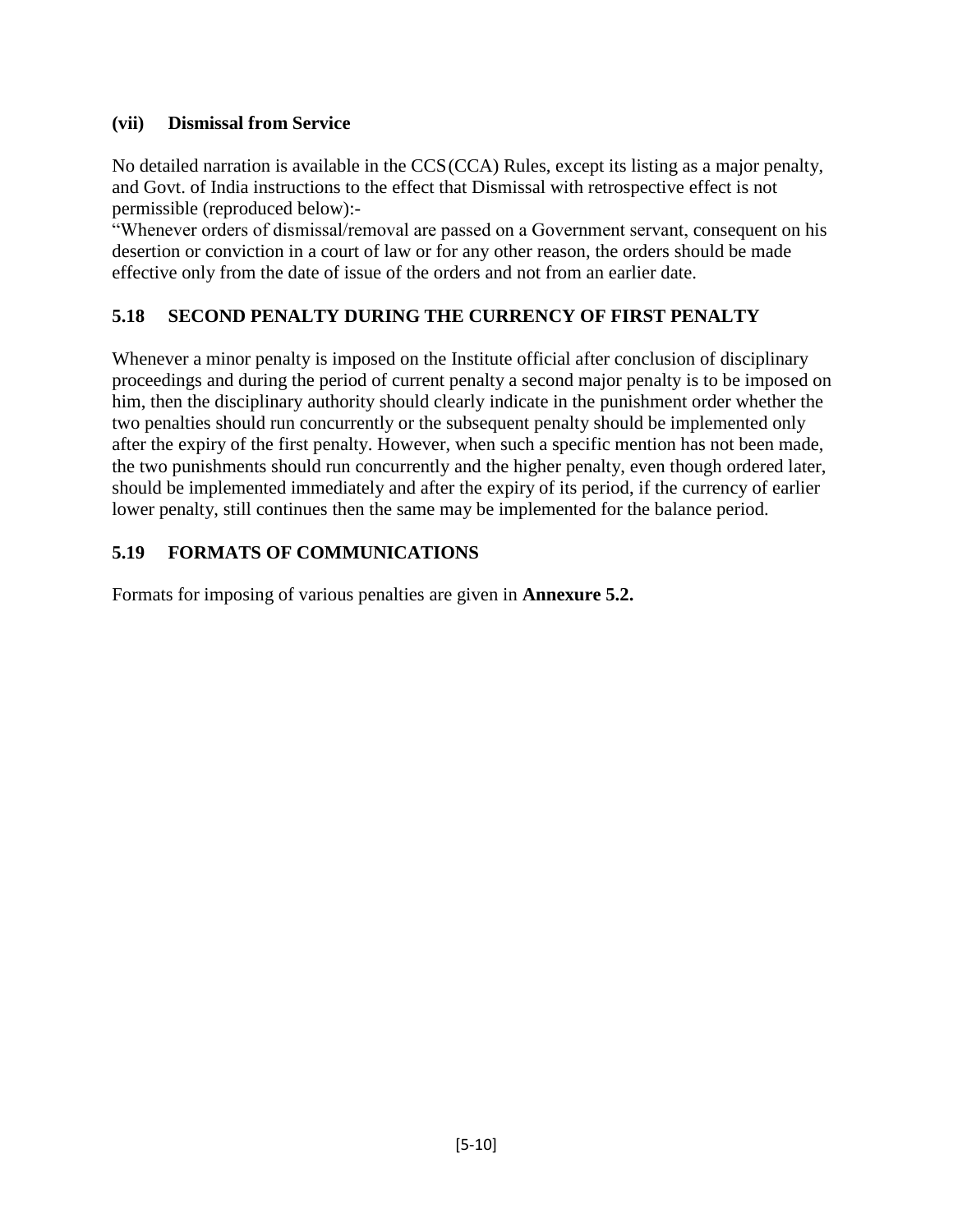### (vii) Dismissal from Service

No detailed narration is available in the CCS (CCA) Rules, except its listing as a major penalty, and Govt. of India instructions to the effect that Dismissal with retrospective effect is not permissible (reproduced below):-

"Whenever orders of dismissal/removal are passed on a Government servant, consequent on his desertion or conviction in a court of law or for any other reason, the orders should be made effective only from the date of issue of the orders and not from an earlier date.

## 5.18 SECOND PENALTY DURING THE CURRENCY OF FIRST PENALTY

Whenever a minor penalty is imposed on the Institute official after conclusion of disciplinary proceedings and during the period of current penalty a second major penalty is to be imposed on him, then the disciplinary authority should clearly indicate in the punishment order whether the two penalties should run concurrently or the subsequent penalty should be implemented only after the expiry of the first penalty. However, when such a specific mention has not been made, the two punishments should run concurrently and the higher penalty, even though ordered later, should be implemented immediately and after the expiry of its period, if the currency of earlier lower penalty, still continues then the same may be implemented for the balance period.

## 5.19 FORMATS OF COMMUNICATIONS

Formats for imposing of various penalties are given in **Annexure 5.2.**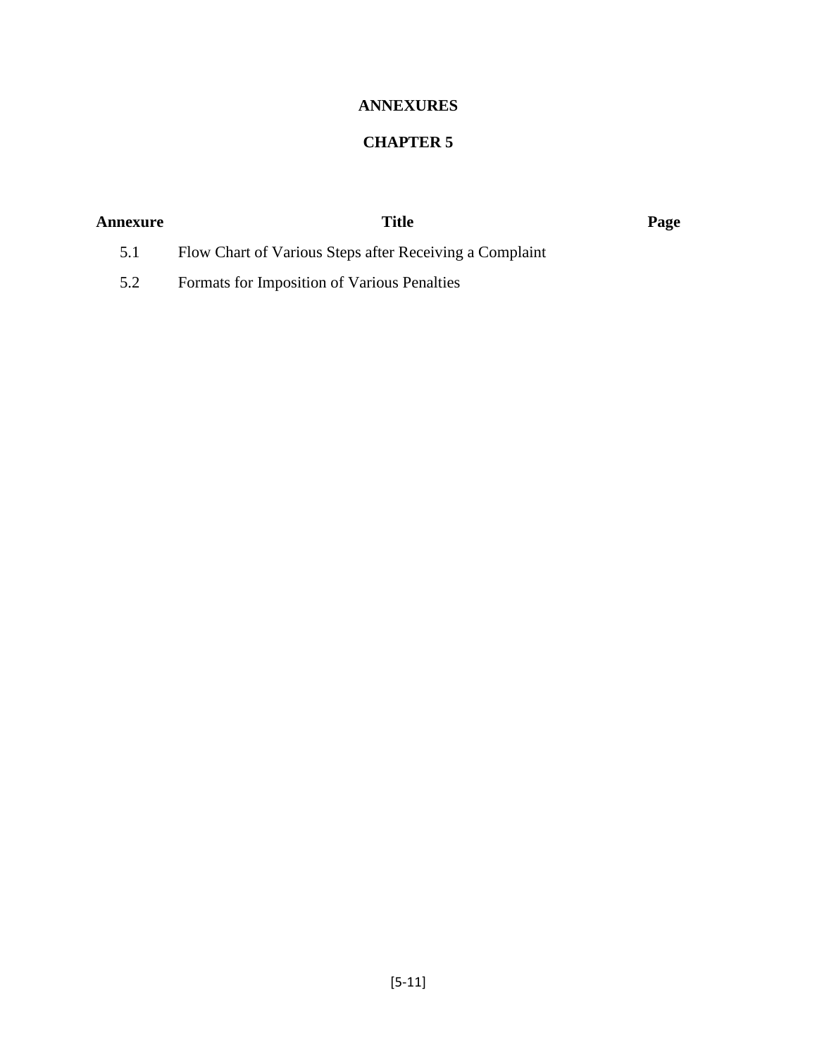# ANNEXURES

## CHAPTER 5

| Annexure | Title | Page |
| --- | --- | --- |
| 5.1 | Flow Chart of Various Steps after Receiving a Complaint | |
| 5.2 | Formats for Imposition of Various Penalties | |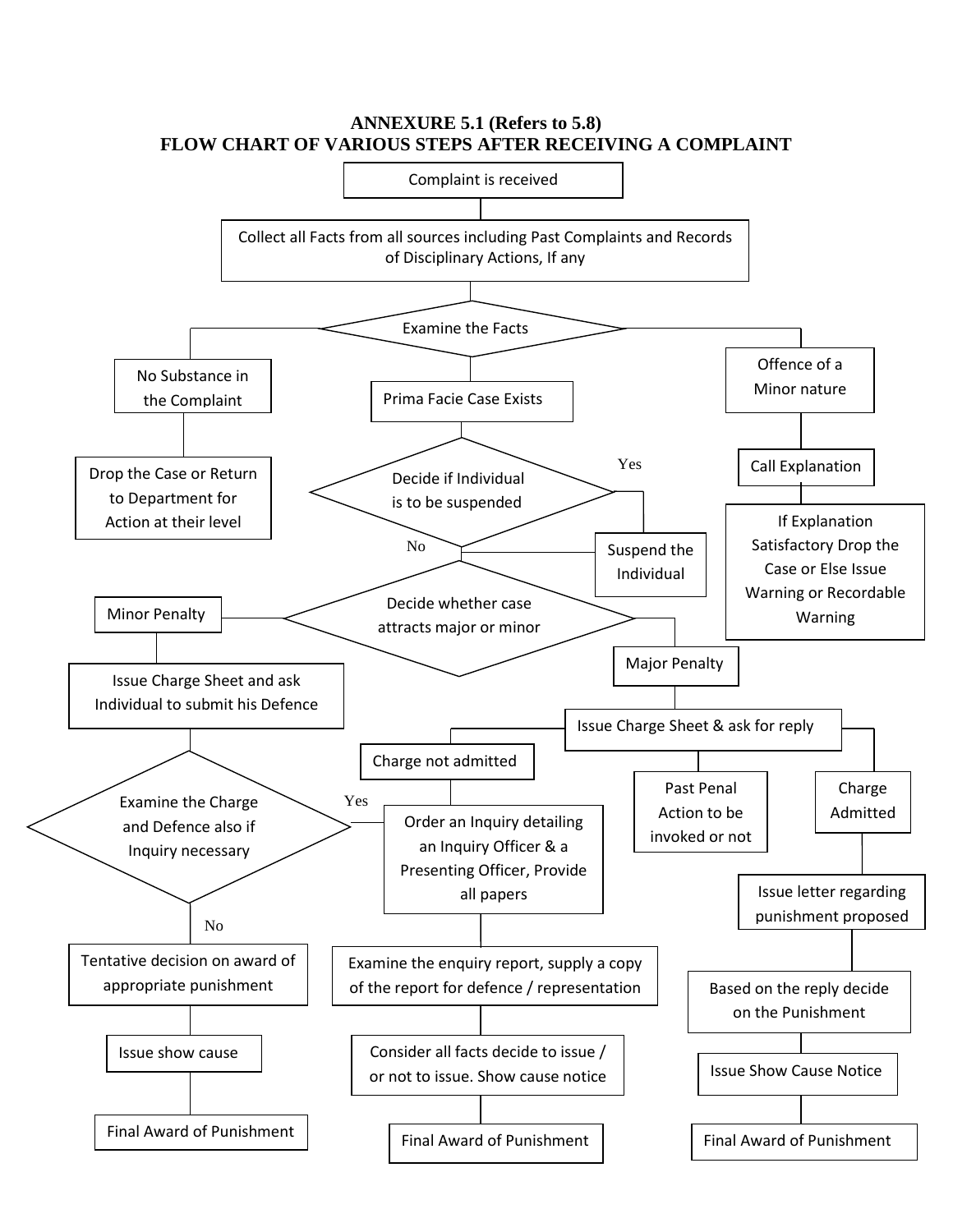## ANNEXURE 5.1 (Refers to 5.8)
## FLOW CHART OF VARIOUS STEPS AFTER RECEIVING A COMPLAINT

Complaint is received

Collect all Facts from all sources including Past Complaints and Records of Disciplinary Actions, If any

Examine the Facts

No Substance in the Complaint

Drop the Case or Return to Department for Action at their level

Prima Facie Case Exists

Decide if Individual is to be suspended

Yes

Suspend the Individual

No

Offence of a Minor nature

Call Explanation

If Explanation Satisfactory Drop the Case or Else Issue Warning or Recordable Warning

Decide whether case attracts major or minor

Minor Penalty

Issue Charge Sheet and ask Individual to submit his Defence

Examine the Charge and Defence also if Inquiry necessary

Yes

No

Tentative decision on award of appropriate punishment

Issue show cause

Final Award of Punishment

Major Penalty

Issue Charge Sheet & ask for reply

Charge not admitted

Order an Inquiry detailing an Inquiry Officer & a Presenting Officer, Provide all papers

Examine the enquiry report, supply a copy of the report for defence / representation

Consider all facts decide to issue / or not to issue. Show cause notice

Final Award of Punishment

Past Penal Action to be invoked or not

Charge Admitted

Issue letter regarding punishment proposed

Based on the reply decide on the Punishment

Issue Show Cause Notice

Final Award of Punishment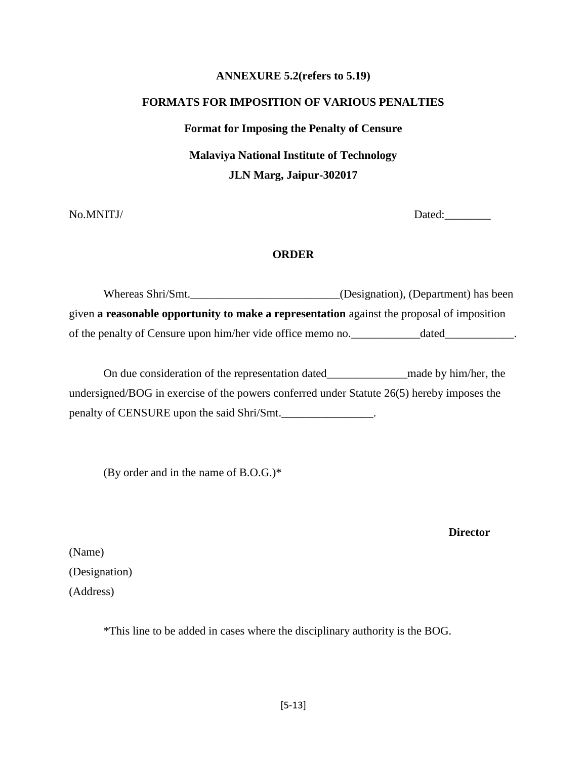**ANNEXURE 5.2(refers to 5.19)**

**FORMATS FOR IMPOSITION OF VARIOUS PENALTIES**

**Format for Imposing the Penalty of Censure**

**Malaviya National Institute of Technology**

**JLN Marg, Jaipur-302017**

No.MNITJ/ Dated:________

**ORDER**

Whereas Shri/Smt.__________________________(Designation), (Department) has been given **a reasonable opportunity to make a representation** against the proposal of imposition of the penalty of Censure upon him/her vide office memo no.____________dated____________.

On due consideration of the representation dated______________made by him/her, the undersigned/BOG in exercise of the powers conferred under Statute 26(5) hereby imposes the penalty of CENSURE upon the said Shri/Smt.________________.

(By order and in the name of B.O.G.)*

**Director**

(Name)

(Designation)

(Address)

*This line to be added in cases where the disciplinary authority is the BOG.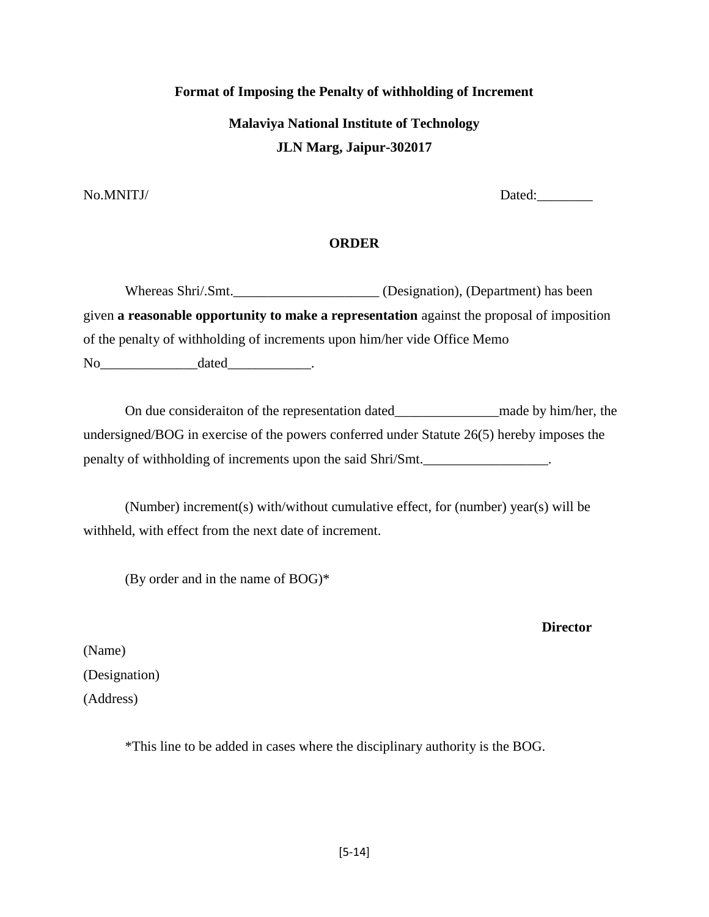**Format of Imposing the Penalty of withholding of Increment**

**Malaviya National Institute of Technology**

**JLN Marg, Jaipur-302017**

No.MNITJ/ Dated:________

**ORDER**

Whereas Shri/.Smt.____________________ (Designation), (Department) has been given **a reasonable opportunity to make a representation** against the proposal of imposition of the penalty of withholding of increments upon him/her vide Office Memo No______________dated____________.

On due consideraiton of the representation dated_______________made by him/her, the undersigned/BOG in exercise of the powers conferred under Statute 26(5) hereby imposes the penalty of withholding of increments upon the said Shri/Smt.__________________.

(Number) increment(s) with/without cumulative effect, for (number) year(s) will be withheld, with effect from the next date of increment.

(By order and in the name of BOG)*

**Director**

(Name)
(Designation)
(Address)

*This line to be added in cases where the disciplinary authority is the BOG.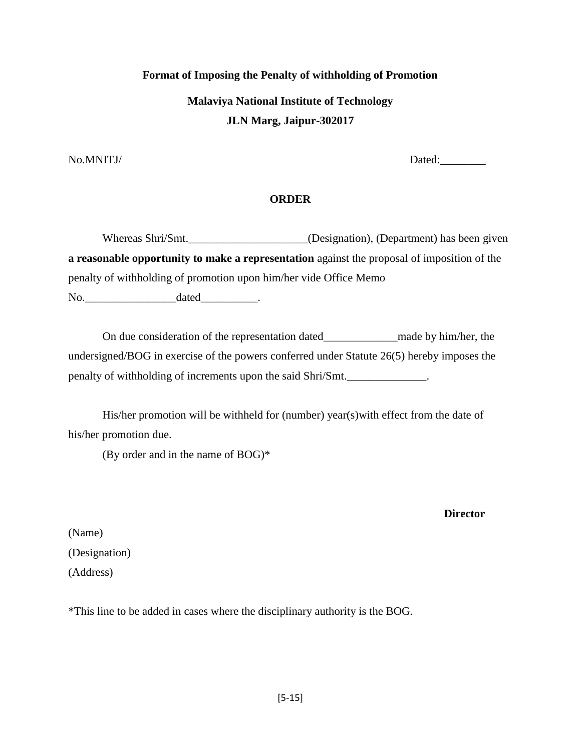**Format of Imposing the Penalty of withholding of Promotion**

**Malaviya National Institute of Technology**

**JLN Marg, Jaipur-302017**

No.MNITJ/ Dated:________

**ORDER**

Whereas Shri/Smt._____________________(Designation), (Department) has been given **a reasonable opportunity to make a representation** against the proposal of imposition of the penalty of withholding of promotion upon him/her vide Office Memo No.________________dated__________.

On due consideration of the representation dated_____________made by him/her, the undersigned/BOG in exercise of the powers conferred under Statute 26(5) hereby imposes the penalty of withholding of increments upon the said Shri/Smt.______________.

His/her promotion will be withheld for (number) year(s)with effect from the date of his/her promotion due.

(By order and in the name of BOG)*

**Director**

(Name)

(Designation)

(Address)

*This line to be added in cases where the disciplinary authority is the BOG.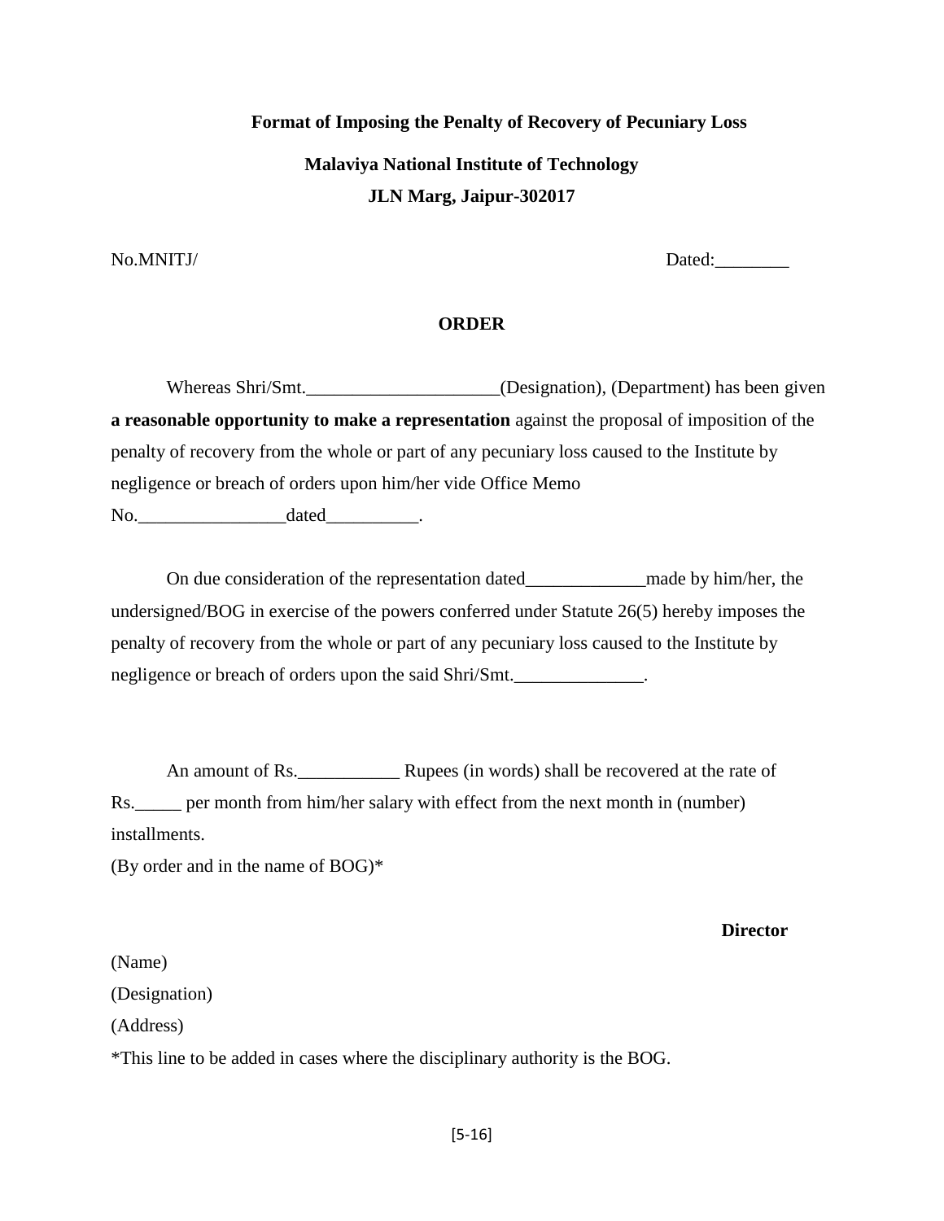**Format of Imposing the Penalty of Recovery of Pecuniary Loss**

**Malaviya National Institute of Technology**

**JLN Marg, Jaipur-302017**

No.MNITJ/ Dated:________

**ORDER**

Whereas Shri/Smt._____________________(Designation), (Department) has been given **a reasonable opportunity to make a representation** against the proposal of imposition of the penalty of recovery from the whole or part of any pecuniary loss caused to the Institute by negligence or breach of orders upon him/her vide Office Memo No.________________dated__________.

On due consideration of the representation dated_____________made by him/her, the undersigned/BOG in exercise of the powers conferred under Statute 26(5) hereby imposes the penalty of recovery from the whole or part of any pecuniary loss caused to the Institute by negligence or breach of orders upon the said Shri/Smt.______________.

An amount of Rs.___________ Rupees (in words) shall be recovered at the rate of Rs._____ per month from him/her salary with effect from the next month in (number) installments.

(By order and in the name of BOG)*

**Director**

(Name)

(Designation)

(Address)

*This line to be added in cases where the disciplinary authority is the BOG.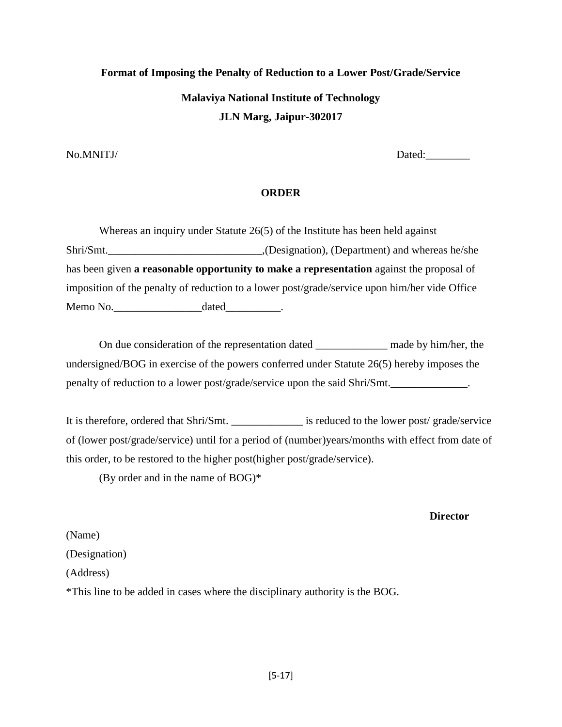**Format of Imposing the Penalty of Reduction to a Lower Post/Grade/Service**

**Malaviya National Institute of Technology**

**JLN Marg, Jaipur-302017**

No.MNITJ/ Dated:________

**ORDER**

Whereas an inquiry under Statute 26(5) of the Institute has been held against Shri/Smt.____________________________,(Designation), (Department) and whereas he/she has been given **a reasonable opportunity to make a representation** against the proposal of imposition of the penalty of reduction to a lower post/grade/service upon him/her vide Office Memo No.________________dated__________.

On due consideration of the representation dated _____________ made by him/her, the undersigned/BOG in exercise of the powers conferred under Statute 26(5) hereby imposes the penalty of reduction to a lower post/grade/service upon the said Shri/Smt.______________.

It is therefore, ordered that Shri/Smt. _____________ is reduced to the lower post/ grade/service of (lower post/grade/service) until for a period of (number)years/months with effect from date of this order, to be restored to the higher post(higher post/grade/service).

(By order and in the name of BOG)*

**Director**

(Name)

(Designation)

(Address)

*This line to be added in cases where the disciplinary authority is the BOG.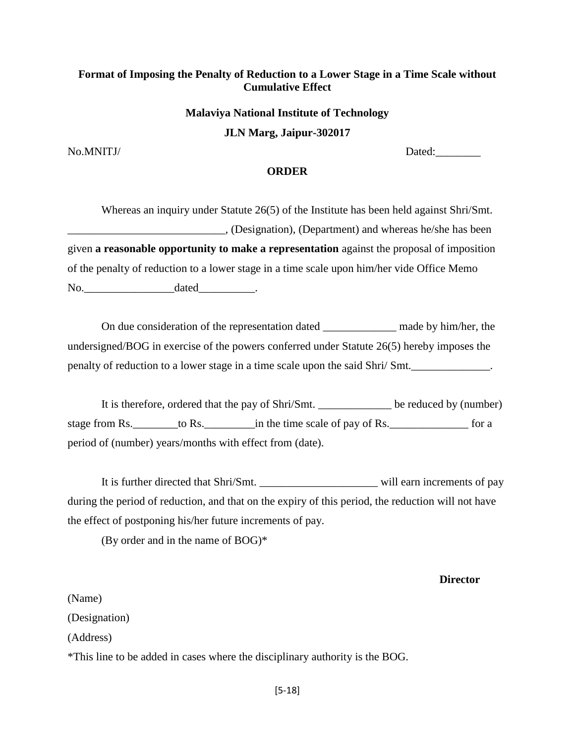**Format of Imposing the Penalty of Reduction to a Lower Stage in a Time Scale without Cumulative Effect**

**Malaviya National Institute of Technology**

**JLN Marg, Jaipur-302017**

No.MNITJ/ Dated:________

**ORDER**

Whereas an inquiry under Statute 26(5) of the Institute has been held against Shri/Smt. ____________________________, (Designation), (Department) and whereas he/she has been given **a reasonable opportunity to make a representation** against the proposal of imposition of the penalty of reduction to a lower stage in a time scale upon him/her vide Office Memo No.________________dated__________.

On due consideration of the representation dated _____________ made by him/her, the undersigned/BOG in exercise of the powers conferred under Statute 26(5) hereby imposes the penalty of reduction to a lower stage in a time scale upon the said Shri/ Smt.______________.

It is therefore, ordered that the pay of Shri/Smt. _____________ be reduced by (number) stage from Rs.________to Rs._________in the time scale of pay of Rs.______________ for a period of (number) years/months with effect from (date).

It is further directed that Shri/Smt. _____________________ will earn increments of pay during the period of reduction, and that on the expiry of this period, the reduction will not have the effect of postponing his/her future increments of pay.

(By order and in the name of BOG)*

**Director**

(Name)

(Designation)

(Address)

*This line to be added in cases where the disciplinary authority is the BOG.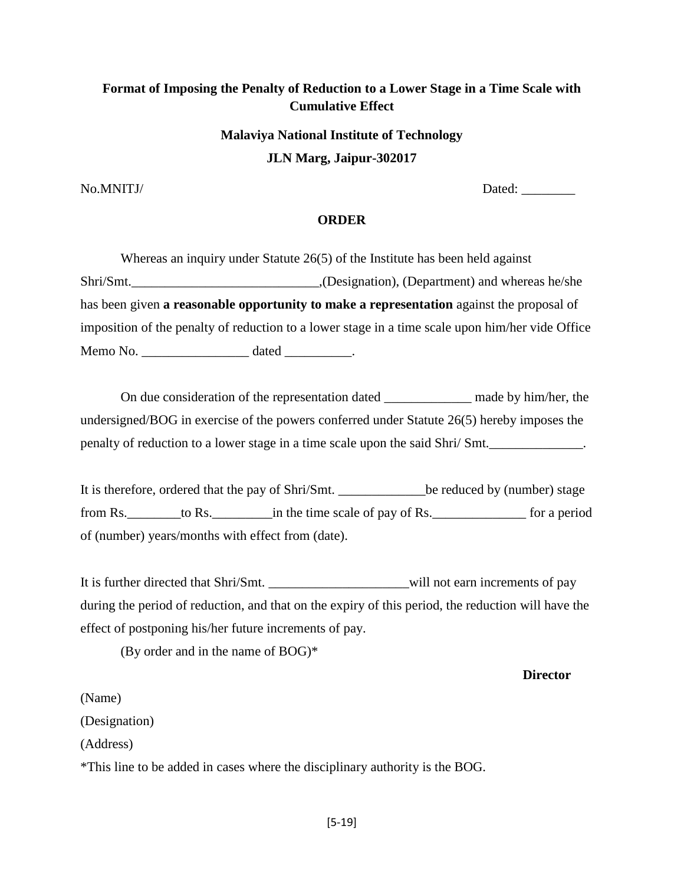**Format of Imposing the Penalty of Reduction to a Lower Stage in a Time Scale with Cumulative Effect**

**Malaviya National Institute of Technology**

**JLN Marg, Jaipur-302017**

No.MNITJ/ Dated: ________

**ORDER**

Whereas an inquiry under Statute 26(5) of the Institute has been held against Shri/Smt.____________________________,(Designation), (Department) and whereas he/she has been given **a reasonable opportunity to make a representation** against the proposal of imposition of the penalty of reduction to a lower stage in a time scale upon him/her vide Office Memo No. ________________ dated __________.

On due consideration of the representation dated _____________ made by him/her, the undersigned/BOG in exercise of the powers conferred under Statute 26(5) hereby imposes the penalty of reduction to a lower stage in a time scale upon the said Shri/ Smt.______________.

It is therefore, ordered that the pay of Shri/Smt. _____________be reduced by (number) stage from Rs.________to Rs._________in the time scale of pay of Rs.______________ for a period of (number) years/months with effect from (date).

It is further directed that Shri/Smt. _____________________will not earn increments of pay during the period of reduction, and that on the expiry of this period, the reduction will have the effect of postponing his/her future increments of pay.

(By order and in the name of BOG)*

**Director**

(Name)

(Designation)

(Address)

*This line to be added in cases where the disciplinary authority is the BOG.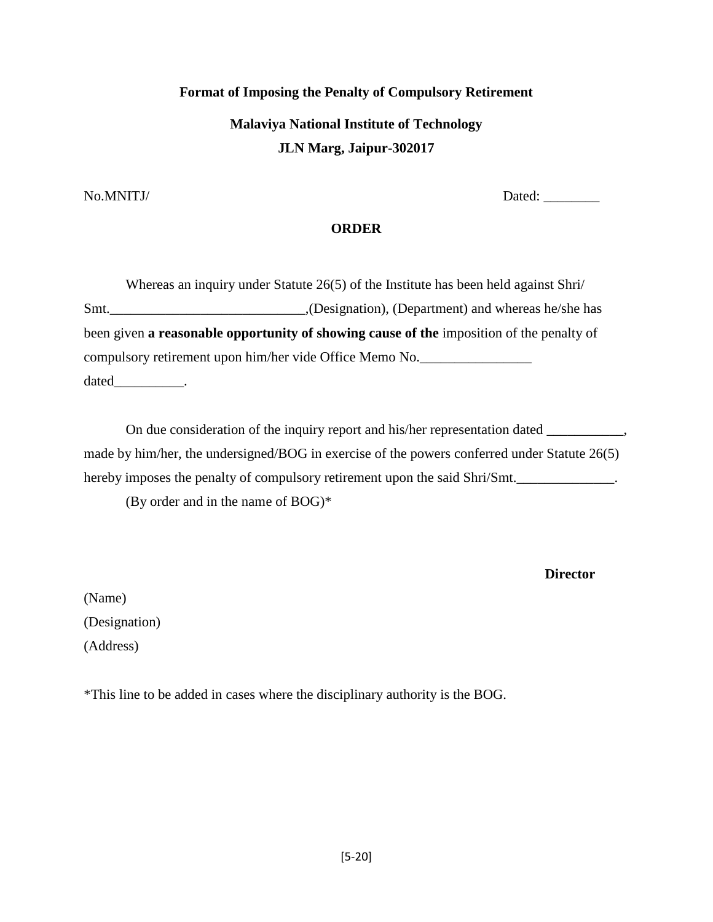**Format of Imposing the Penalty of Compulsory Retirement**

**Malaviya National Institute of Technology**

**JLN Marg, Jaipur-302017**

No.MNITJ/ Dated: ________

**ORDER**

Whereas an inquiry under Statute 26(5) of the Institute has been held against Shri/ Smt.____________________________,(Designation), (Department) and whereas he/she has been given **a reasonable opportunity of showing cause of the** imposition of the penalty of compulsory retirement upon him/her vide Office Memo No.________________ dated__________.

On due consideration of the inquiry report and his/her representation dated ___________, made by him/her, the undersigned/BOG in exercise of the powers conferred under Statute 26(5) hereby imposes the penalty of compulsory retirement upon the said Shri/Smt.______________.

(By order and in the name of BOG)*

**Director**

(Name)
(Designation)
(Address)

*This line to be added in cases where the disciplinary authority is the BOG.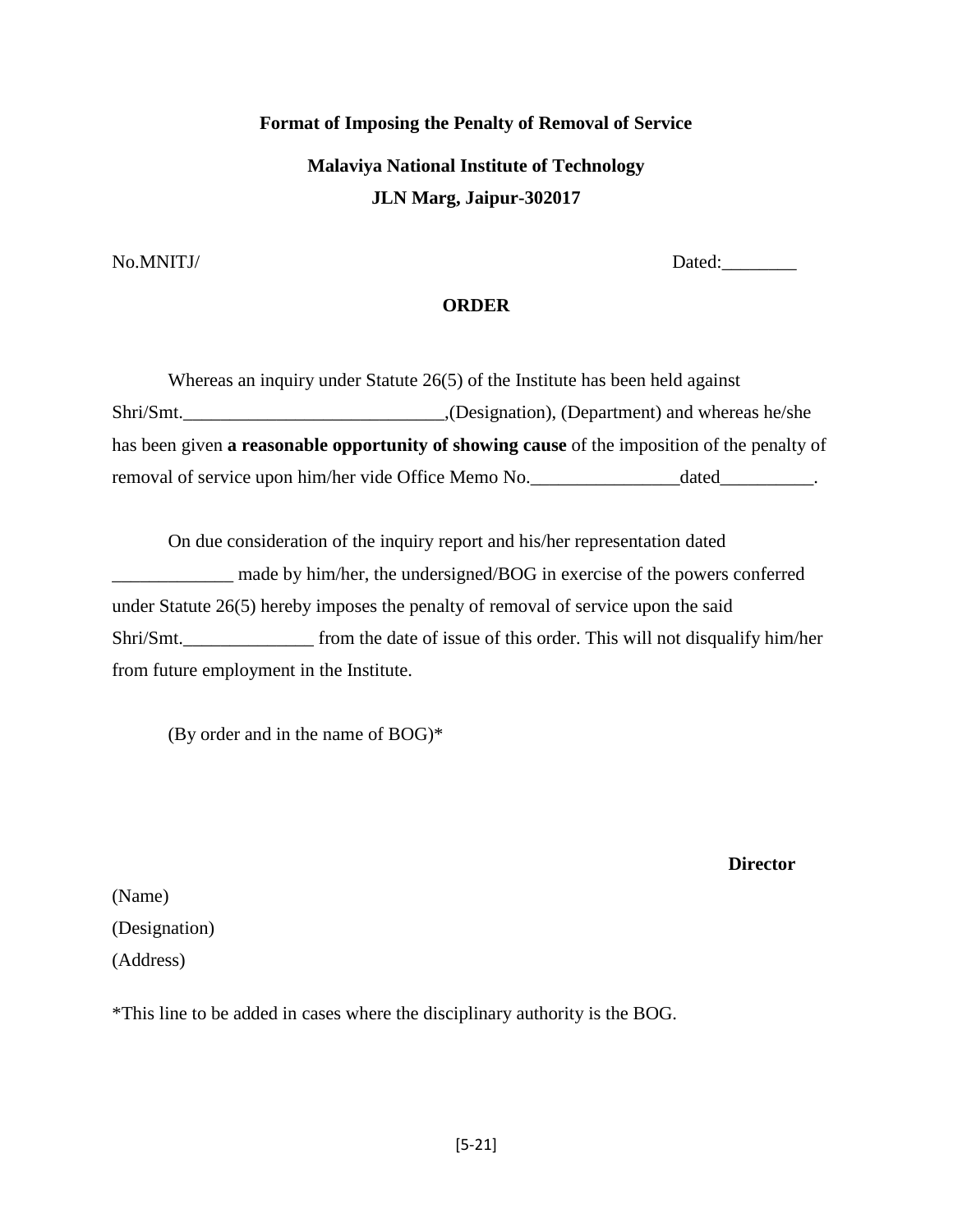**Format of Imposing the Penalty of Removal of Service**

**Malaviya National Institute of Technology**

**JLN Marg, Jaipur-302017**

No.MNITJ/ Dated:________

**ORDER**

Whereas an inquiry under Statute 26(5) of the Institute has been held against Shri/Smt.____________________________,(Designation), (Department) and whereas he/she has been given **a reasonable opportunity of showing cause** of the imposition of the penalty of removal of service upon him/her vide Office Memo No.________________dated__________.

On due consideration of the inquiry report and his/her representation dated _____________ made by him/her, the undersigned/BOG in exercise of the powers conferred under Statute 26(5) hereby imposes the penalty of removal of service upon the said Shri/Smt.______________ from the date of issue of this order. This will not disqualify him/her from future employment in the Institute.

(By order and in the name of BOG)*

**Director**

(Name)

(Designation)

(Address)

*This line to be added in cases where the disciplinary authority is the BOG.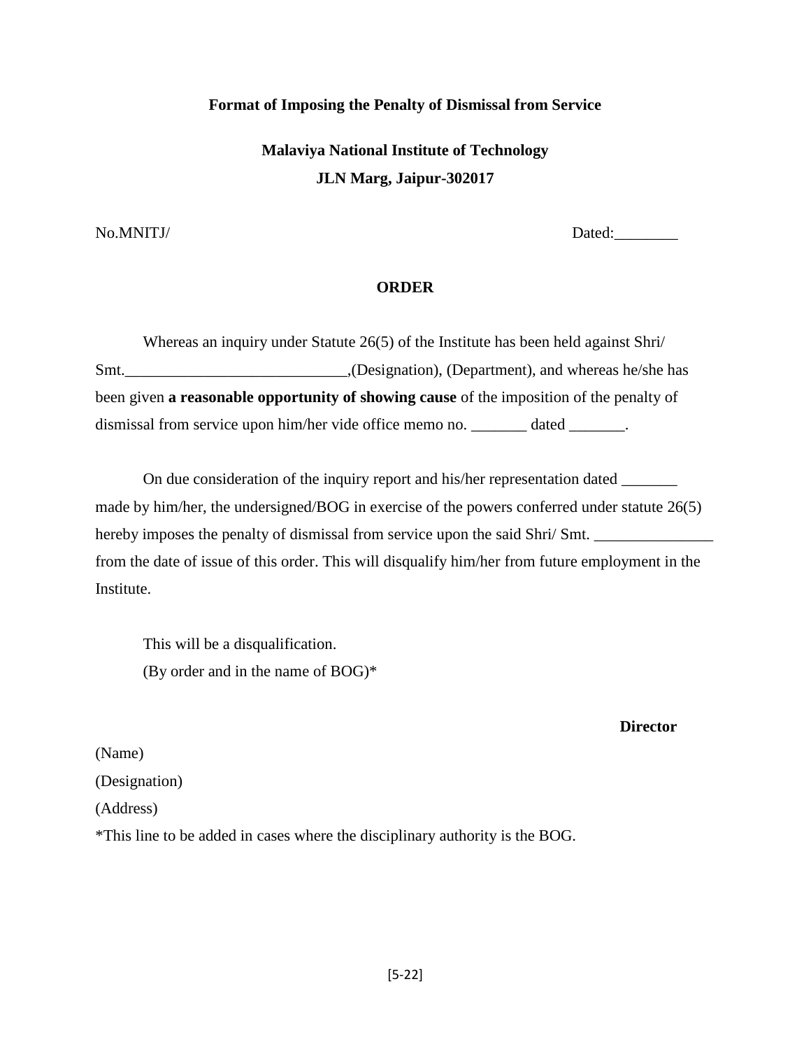**Format of Imposing the Penalty of Dismissal from Service**

**Malaviya National Institute of Technology**

**JLN Marg, Jaipur-302017**

No.MNITJ/ Dated:________

**ORDER**

Whereas an inquiry under Statute 26(5) of the Institute has been held against Shri/ Smt.____________________________,(Designation), (Department), and whereas he/she has been given **a reasonable opportunity of showing cause** of the imposition of the penalty of dismissal from service upon him/her vide office memo no. _______ dated _______.

On due consideration of the inquiry report and his/her representation dated _______ made by him/her, the undersigned/BOG in exercise of the powers conferred under statute 26(5) hereby imposes the penalty of dismissal from service upon the said Shri/ Smt. _______________ from the date of issue of this order. This will disqualify him/her from future employment in the Institute.

This will be a disqualification.
(By order and in the name of BOG)*

**Director**

(Name)
(Designation)
(Address)
*This line to be added in cases where the disciplinary authority is the BOG.